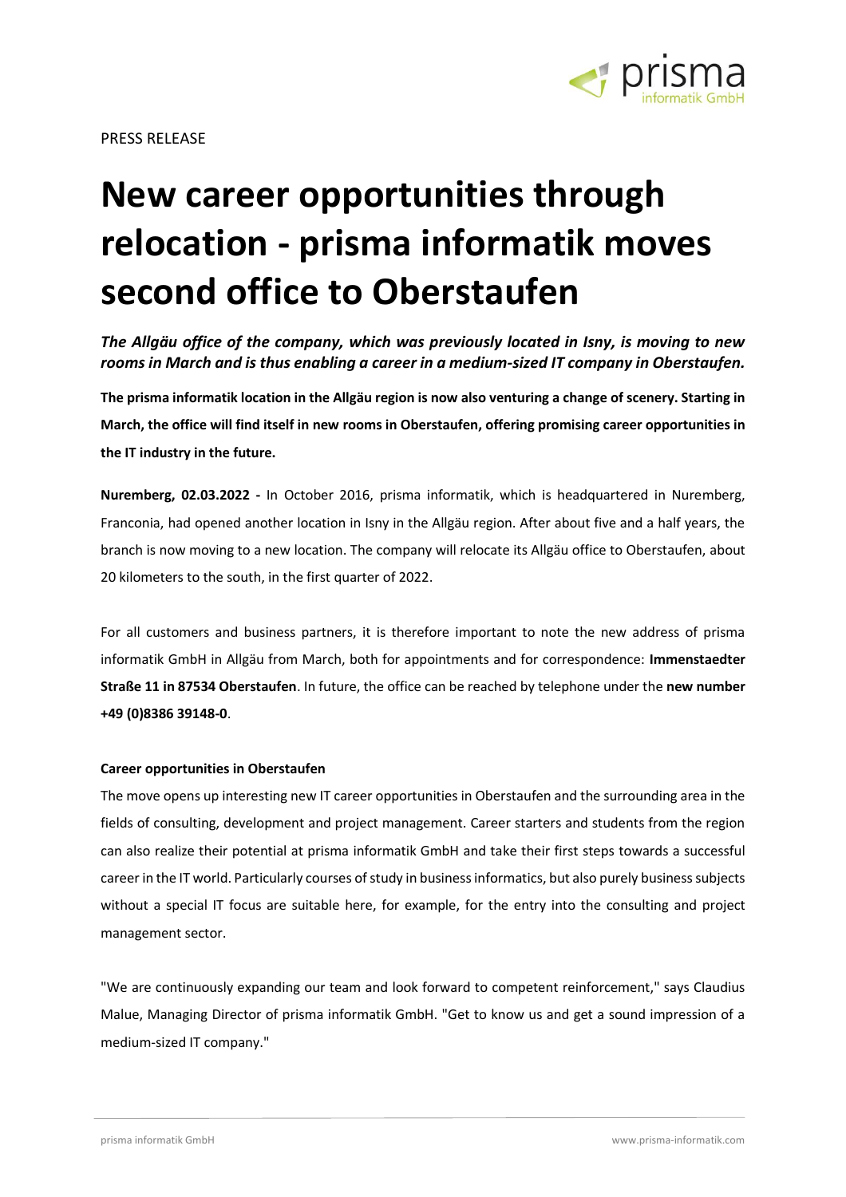PRESS RELEASE

# New career opportunities through relocation - prisma informatik moves second office to Oberstaufen

***The Allgäu office of the company, which was previously located in Isny, is moving to new rooms in March and is thus enabling a career in a medium-sized IT company in Oberstaufen.***

**The prisma informatik location in the Allgäu region is now also venturing a change of scenery. Starting in March, the office will find itself in new rooms in Oberstaufen, offering promising career opportunities in the IT industry in the future.**

**Nuremberg, 02.03.2022 -** In October 2016, prisma informatik, which is headquartered in Nuremberg, Franconia, had opened another location in Isny in the Allgäu region. After about five and a half years, the branch is now moving to a new location. The company will relocate its Allgäu office to Oberstaufen, about 20 kilometers to the south, in the first quarter of 2022.

For all customers and business partners, it is therefore important to note the new address of prisma informatik GmbH in Allgäu from March, both for appointments and for correspondence: **Immenstaedter Straße 11 in 87534 Oberstaufen**. In future, the office can be reached by telephone under the **new number +49 (0)8386 39148-0**.

**Career opportunities in Oberstaufen**

The move opens up interesting new IT career opportunities in Oberstaufen and the surrounding area in the fields of consulting, development and project management. Career starters and students from the region can also realize their potential at prisma informatik GmbH and take their first steps towards a successful career in the IT world. Particularly courses of study in business informatics, but also purely business subjects without a special IT focus are suitable here, for example, for the entry into the consulting and project management sector.

"We are continuously expanding our team and look forward to competent reinforcement," says Claudius Malue, Managing Director of prisma informatik GmbH. "Get to know us and get a sound impression of a medium-sized IT company."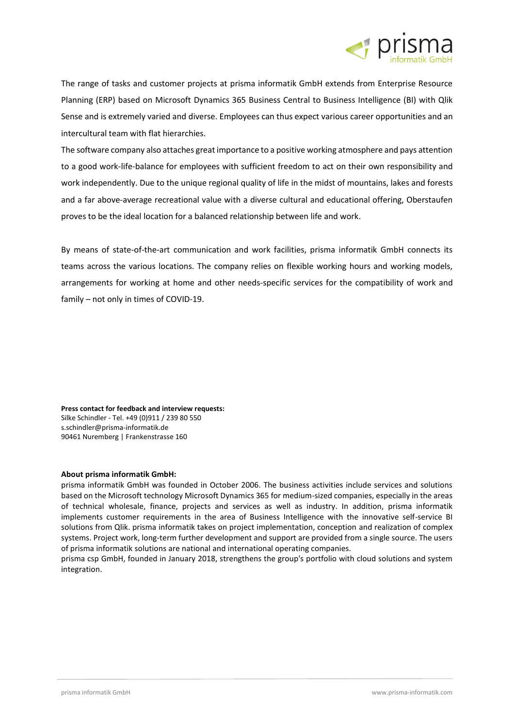The range of tasks and customer projects at prisma informatik GmbH extends from Enterprise Resource Planning (ERP) based on Microsoft Dynamics 365 Business Central to Business Intelligence (BI) with Qlik Sense and is extremely varied and diverse. Employees can thus expect various career opportunities and an intercultural team with flat hierarchies.

The software company also attaches great importance to a positive working atmosphere and pays attention to a good work-life-balance for employees with sufficient freedom to act on their own responsibility and work independently. Due to the unique regional quality of life in the midst of mountains, lakes and forests and a far above-average recreational value with a diverse cultural and educational offering, Oberstaufen proves to be the ideal location for a balanced relationship between life and work.

By means of state-of-the-art communication and work facilities, prisma informatik GmbH connects its teams across the various locations. The company relies on flexible working hours and working models, arrangements for working at home and other needs-specific services for the compatibility of work and family – not only in times of COVID-19.

**Press contact for feedback and interview requests:**
Silke Schindler - Tel. +49 (0)911 / 239 80 550
s.schindler@prisma-informatik.de
90461 Nuremberg | Frankenstrasse 160

**About prisma informatik GmbH:**

prisma informatik GmbH was founded in October 2006. The business activities include services and solutions based on the Microsoft technology Microsoft Dynamics 365 for medium-sized companies, especially in the areas of technical wholesale, finance, projects and services as well as industry. In addition, prisma informatik implements customer requirements in the area of Business Intelligence with the innovative self-service BI solutions from Qlik. prisma informatik takes on project implementation, conception and realization of complex systems. Project work, long-term further development and support are provided from a single source. The users of prisma informatik solutions are national and international operating companies.

prisma csp GmbH, founded in January 2018, strengthens the group's portfolio with cloud solutions and system integration.